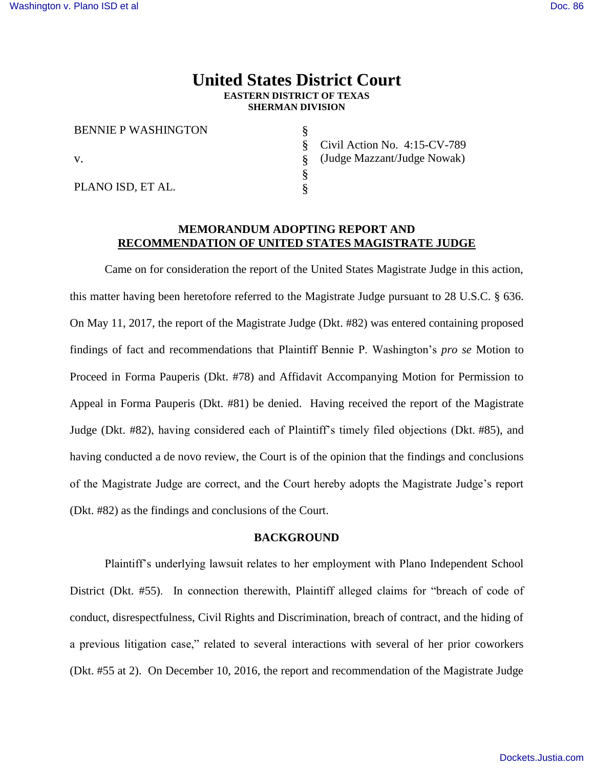# United States District Court
**EASTERN DISTRICT OF TEXAS**
**SHERMAN DIVISION**

| | | |
|---|---|---|
| BENNIE P WASHINGTON | § | |
| | § | Civil Action No. 4:15-CV-789 |
| v. | § | (Judge Mazzant/Judge Nowak) |
| | § | |
| PLANO ISD, ET AL. | § | |

**MEMORANDUM ADOPTING REPORT AND**
**RECOMMENDATION OF UNITED STATES MAGISTRATE JUDGE**

Came on for consideration the report of the United States Magistrate Judge in this action, this matter having been heretofore referred to the Magistrate Judge pursuant to 28 U.S.C. § 636. On May 11, 2017, the report of the Magistrate Judge (Dkt. #82) was entered containing proposed findings of fact and recommendations that Plaintiff Bennie P. Washington's *pro se* Motion to Proceed in Forma Pauperis (Dkt. #78) and Affidavit Accompanying Motion for Permission to Appeal in Forma Pauperis (Dkt. #81) be denied. Having received the report of the Magistrate Judge (Dkt. #82), having considered each of Plaintiff's timely filed objections (Dkt. #85), and having conducted a de novo review, the Court is of the opinion that the findings and conclusions of the Magistrate Judge are correct, and the Court hereby adopts the Magistrate Judge's report (Dkt. #82) as the findings and conclusions of the Court.

**BACKGROUND**

Plaintiff's underlying lawsuit relates to her employment with Plano Independent School District (Dkt. #55). In connection therewith, Plaintiff alleged claims for "breach of code of conduct, disrespectfulness, Civil Rights and Discrimination, breach of contract, and the hiding of a previous litigation case," related to several interactions with several of her prior coworkers (Dkt. #55 at 2). On December 10, 2016, the report and recommendation of the Magistrate Judge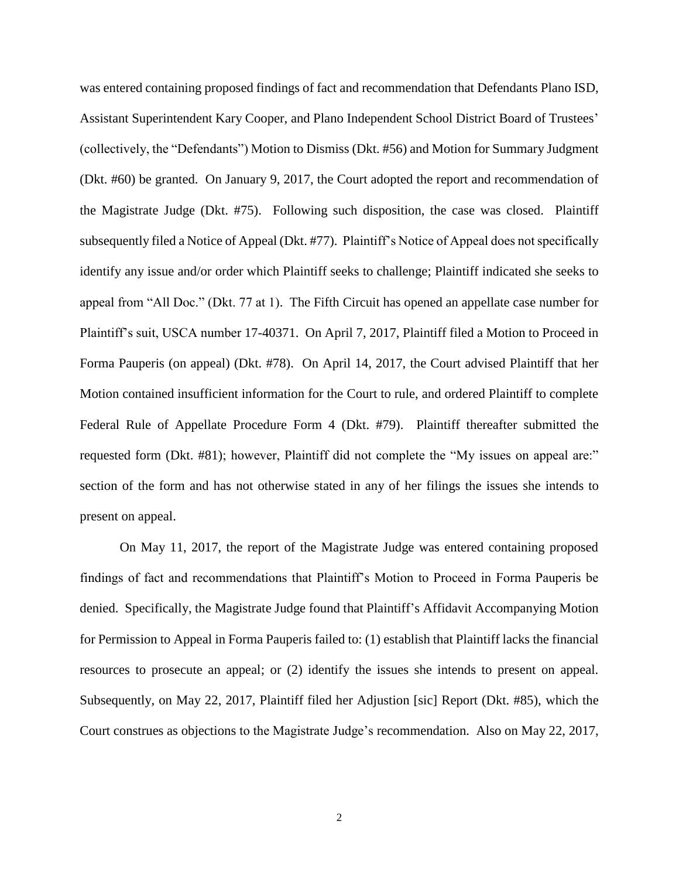was entered containing proposed findings of fact and recommendation that Defendants Plano ISD, Assistant Superintendent Kary Cooper, and Plano Independent School District Board of Trustees' (collectively, the "Defendants") Motion to Dismiss (Dkt. #56) and Motion for Summary Judgment (Dkt. #60) be granted. On January 9, 2017, the Court adopted the report and recommendation of the Magistrate Judge (Dkt. #75). Following such disposition, the case was closed. Plaintiff subsequently filed a Notice of Appeal (Dkt. #77). Plaintiff's Notice of Appeal does not specifically identify any issue and/or order which Plaintiff seeks to challenge; Plaintiff indicated she seeks to appeal from "All Doc." (Dkt. 77 at 1). The Fifth Circuit has opened an appellate case number for Plaintiff's suit, USCA number 17-40371. On April 7, 2017, Plaintiff filed a Motion to Proceed in Forma Pauperis (on appeal) (Dkt. #78). On April 14, 2017, the Court advised Plaintiff that her Motion contained insufficient information for the Court to rule, and ordered Plaintiff to complete Federal Rule of Appellate Procedure Form 4 (Dkt. #79). Plaintiff thereafter submitted the requested form (Dkt. #81); however, Plaintiff did not complete the "My issues on appeal are:" section of the form and has not otherwise stated in any of her filings the issues she intends to present on appeal.

On May 11, 2017, the report of the Magistrate Judge was entered containing proposed findings of fact and recommendations that Plaintiff's Motion to Proceed in Forma Pauperis be denied. Specifically, the Magistrate Judge found that Plaintiff's Affidavit Accompanying Motion for Permission to Appeal in Forma Pauperis failed to: (1) establish that Plaintiff lacks the financial resources to prosecute an appeal; or (2) identify the issues she intends to present on appeal. Subsequently, on May 22, 2017, Plaintiff filed her Adjustion [sic] Report (Dkt. #85), which the Court construes as objections to the Magistrate Judge's recommendation. Also on May 22, 2017,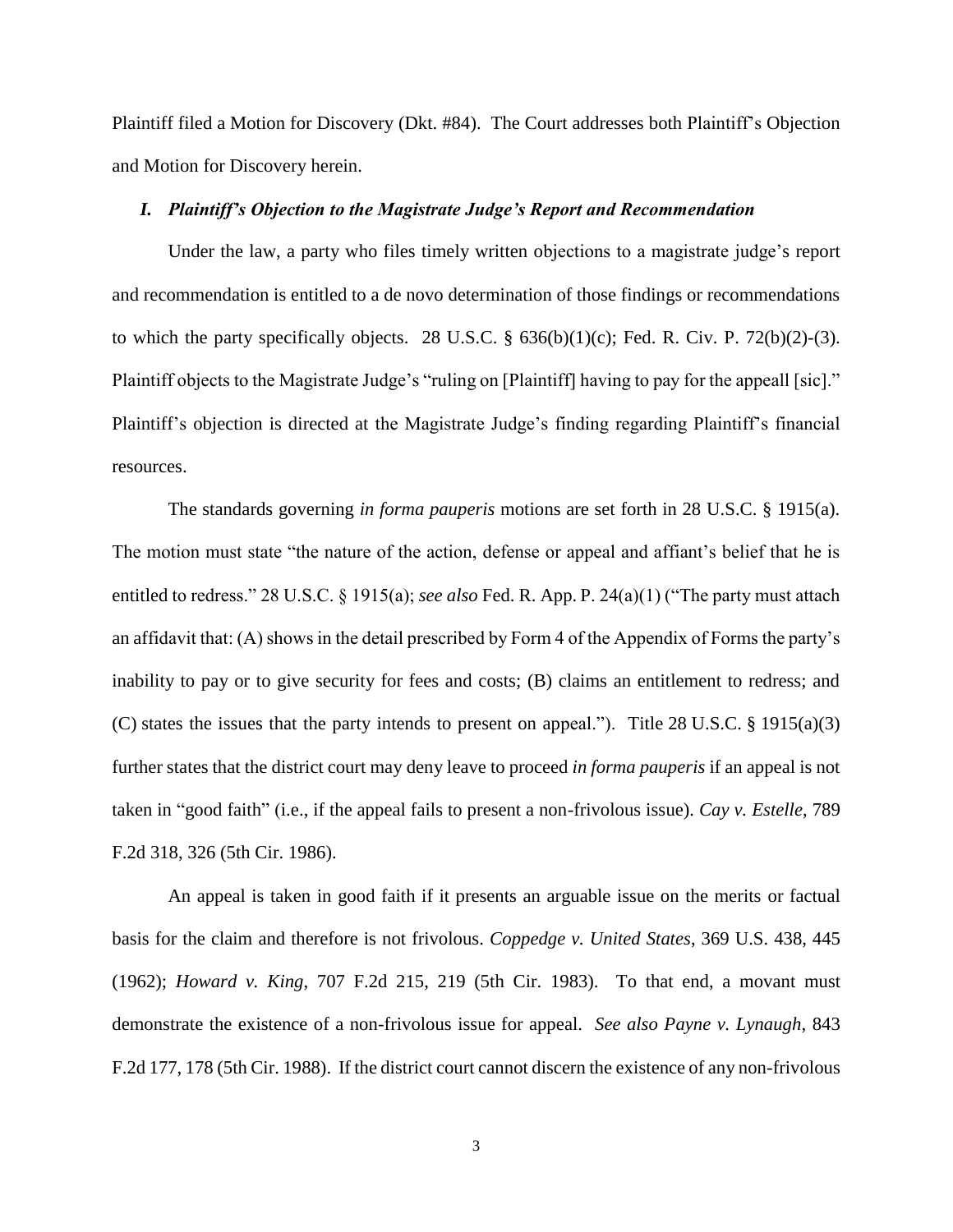Plaintiff filed a Motion for Discovery (Dkt. #84). The Court addresses both Plaintiff's Objection and Motion for Discovery herein.

### *I. Plaintiff's Objection to the Magistrate Judge's Report and Recommendation*

Under the law, a party who files timely written objections to a magistrate judge's report and recommendation is entitled to a de novo determination of those findings or recommendations to which the party specifically objects. 28 U.S.C. § 636(b)(1)(c); Fed. R. Civ. P. 72(b)(2)-(3). Plaintiff objects to the Magistrate Judge's "ruling on [Plaintiff] having to pay for the appeall [sic]." Plaintiff's objection is directed at the Magistrate Judge's finding regarding Plaintiff's financial resources.

The standards governing *in forma pauperis* motions are set forth in 28 U.S.C. § 1915(a). The motion must state "the nature of the action, defense or appeal and affiant's belief that he is entitled to redress." 28 U.S.C. § 1915(a); *see also* Fed. R. App. P. 24(a)(1) ("The party must attach an affidavit that: (A) shows in the detail prescribed by Form 4 of the Appendix of Forms the party's inability to pay or to give security for fees and costs; (B) claims an entitlement to redress; and (C) states the issues that the party intends to present on appeal."). Title 28 U.S.C. § 1915(a)(3) further states that the district court may deny leave to proceed *in forma pauperis* if an appeal is not taken in "good faith" (i.e., if the appeal fails to present a non-frivolous issue). *Cay v. Estelle*, 789 F.2d 318, 326 (5th Cir. 1986).

An appeal is taken in good faith if it presents an arguable issue on the merits or factual basis for the claim and therefore is not frivolous. *Coppedge v. United States*, 369 U.S. 438, 445 (1962); *Howard v. King*, 707 F.2d 215, 219 (5th Cir. 1983). To that end, a movant must demonstrate the existence of a non-frivolous issue for appeal. *See also Payne v. Lynaugh*, 843 F.2d 177, 178 (5th Cir. 1988). If the district court cannot discern the existence of any non-frivolous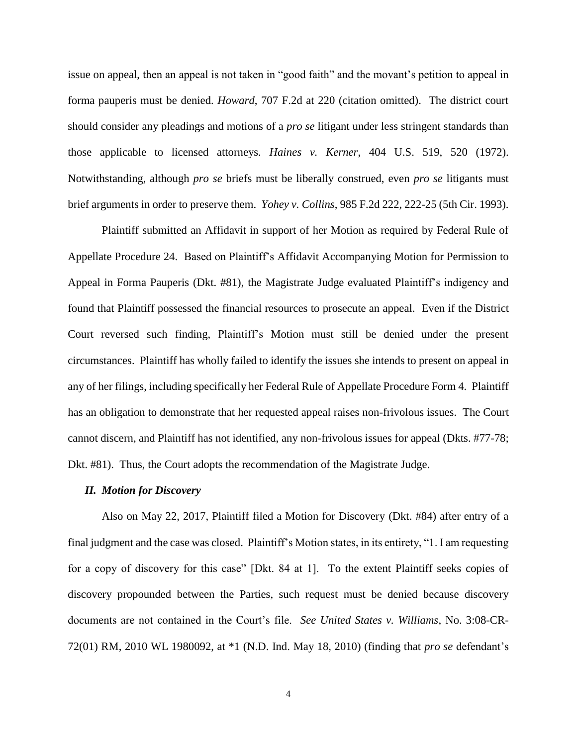issue on appeal, then an appeal is not taken in "good faith" and the movant's petition to appeal in forma pauperis must be denied. *Howard*, 707 F.2d at 220 (citation omitted). The district court should consider any pleadings and motions of a *pro se* litigant under less stringent standards than those applicable to licensed attorneys. *Haines v. Kerner*, 404 U.S. 519, 520 (1972). Notwithstanding, although *pro se* briefs must be liberally construed, even *pro se* litigants must brief arguments in order to preserve them. *Yohey v. Collins*, 985 F.2d 222, 222-25 (5th Cir. 1993).

Plaintiff submitted an Affidavit in support of her Motion as required by Federal Rule of Appellate Procedure 24. Based on Plaintiff's Affidavit Accompanying Motion for Permission to Appeal in Forma Pauperis (Dkt. #81), the Magistrate Judge evaluated Plaintiff's indigency and found that Plaintiff possessed the financial resources to prosecute an appeal. Even if the District Court reversed such finding, Plaintiff's Motion must still be denied under the present circumstances. Plaintiff has wholly failed to identify the issues she intends to present on appeal in any of her filings, including specifically her Federal Rule of Appellate Procedure Form 4. Plaintiff has an obligation to demonstrate that her requested appeal raises non-frivolous issues. The Court cannot discern, and Plaintiff has not identified, any non-frivolous issues for appeal (Dkts. #77-78; Dkt. #81). Thus, the Court adopts the recommendation of the Magistrate Judge.

### *II. Motion for Discovery*

Also on May 22, 2017, Plaintiff filed a Motion for Discovery (Dkt. #84) after entry of a final judgment and the case was closed. Plaintiff's Motion states, in its entirety, "1. I am requesting for a copy of discovery for this case" [Dkt. 84 at 1]. To the extent Plaintiff seeks copies of discovery propounded between the Parties, such request must be denied because discovery documents are not contained in the Court's file. *See United States v. Williams*, No. 3:08-CR-72(01) RM, 2010 WL 1980092, at *1 (N.D. Ind. May 18, 2010) (finding that *pro se* defendant's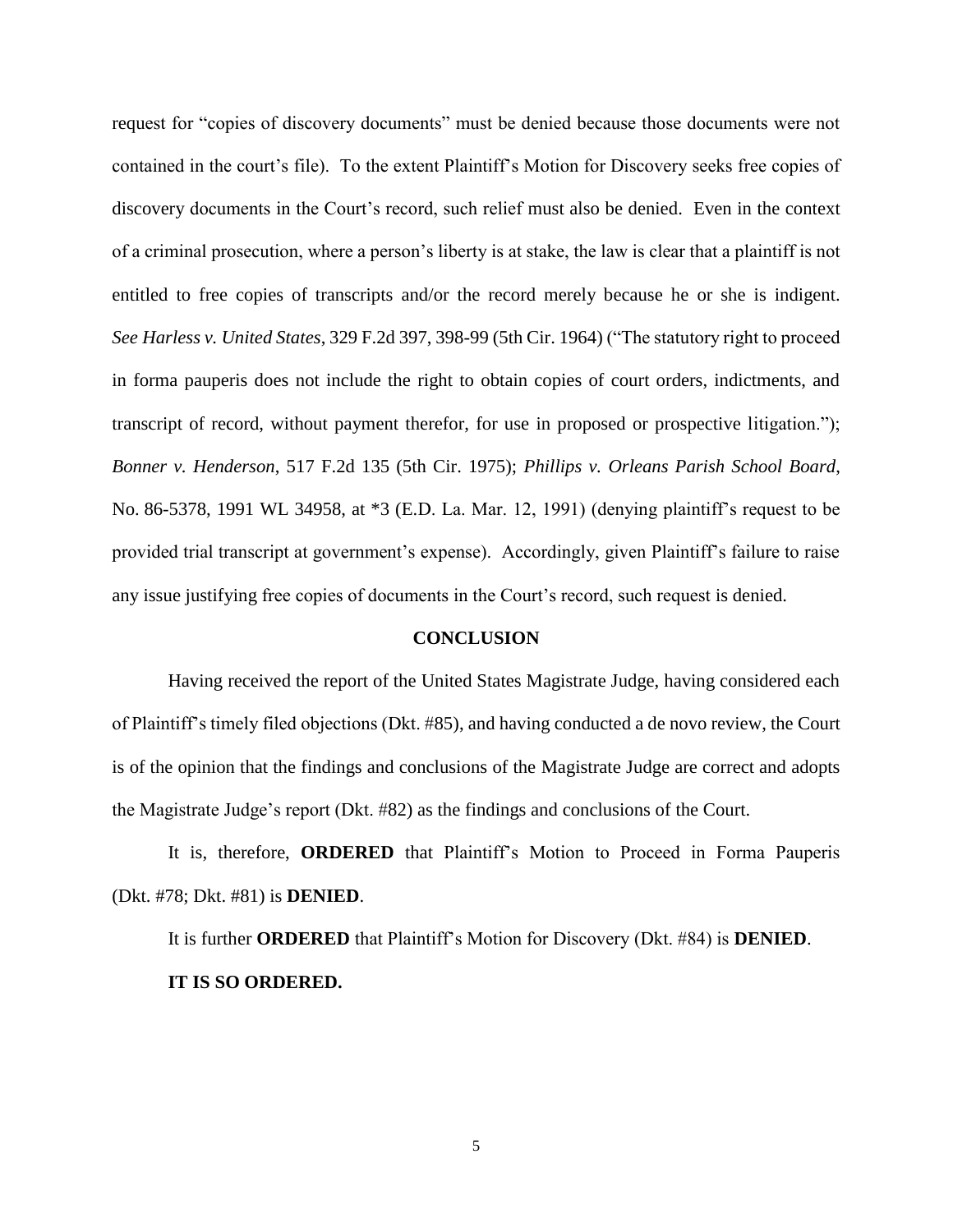request for "copies of discovery documents" must be denied because those documents were not contained in the court's file). To the extent Plaintiff's Motion for Discovery seeks free copies of discovery documents in the Court's record, such relief must also be denied. Even in the context of a criminal prosecution, where a person's liberty is at stake, the law is clear that a plaintiff is not entitled to free copies of transcripts and/or the record merely because he or she is indigent. *See Harless v. United States*, 329 F.2d 397, 398-99 (5th Cir. 1964) ("The statutory right to proceed in forma pauperis does not include the right to obtain copies of court orders, indictments, and transcript of record, without payment therefor, for use in proposed or prospective litigation."); *Bonner v. Henderson*, 517 F.2d 135 (5th Cir. 1975); *Phillips v. Orleans Parish School Board*, No. 86-5378, 1991 WL 34958, at *3 (E.D. La. Mar. 12, 1991) (denying plaintiff's request to be provided trial transcript at government's expense). Accordingly, given Plaintiff's failure to raise any issue justifying free copies of documents in the Court's record, such request is denied.

## CONCLUSION

Having received the report of the United States Magistrate Judge, having considered each of Plaintiff's timely filed objections (Dkt. #85), and having conducted a de novo review, the Court is of the opinion that the findings and conclusions of the Magistrate Judge are correct and adopts the Magistrate Judge's report (Dkt. #82) as the findings and conclusions of the Court.

It is, therefore, **ORDERED** that Plaintiff's Motion to Proceed in Forma Pauperis (Dkt. #78; Dkt. #81) is **DENIED**.

It is further **ORDERED** that Plaintiff's Motion for Discovery (Dkt. #84) is **DENIED**.

**IT IS SO ORDERED.**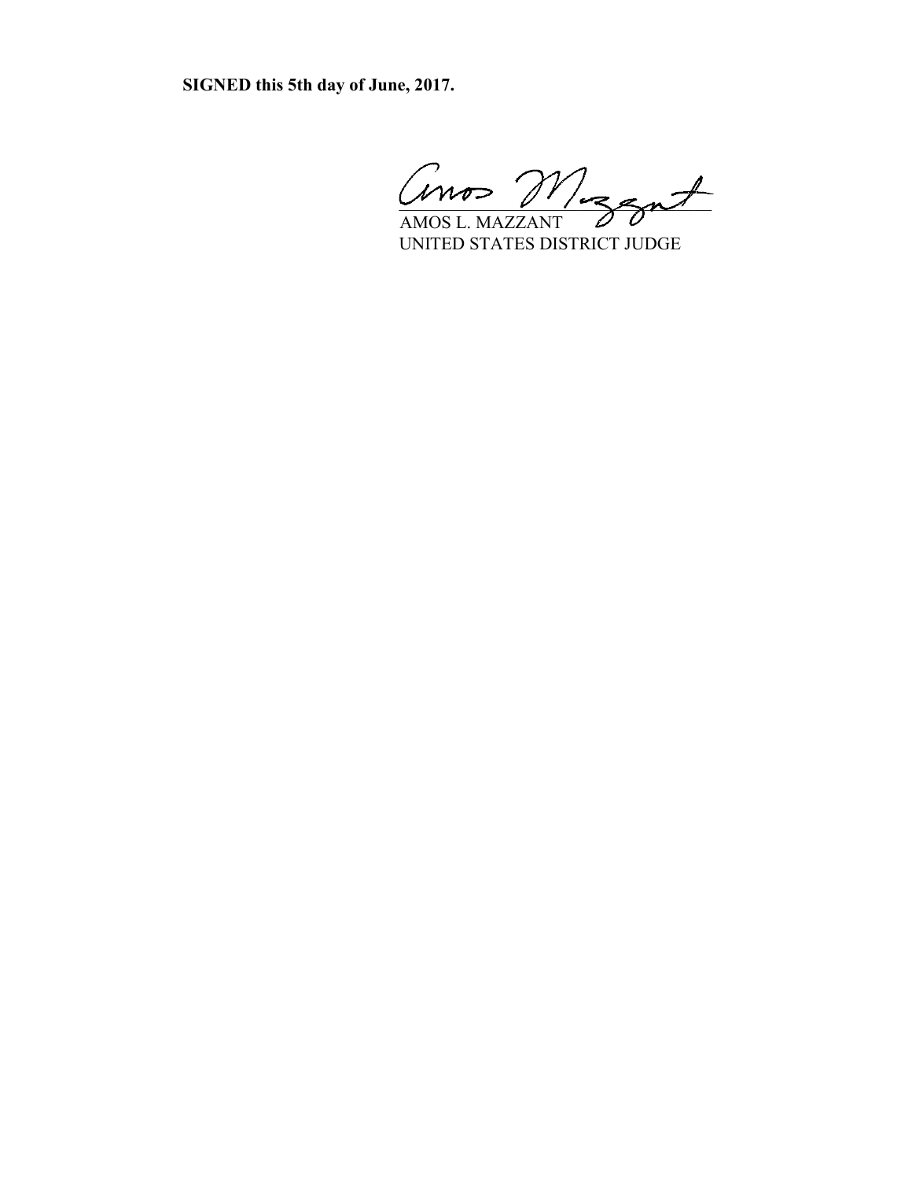**SIGNED this 5th day of June, 2017.**

AMOS L. MAZZANT
UNITED STATES DISTRICT JUDGE